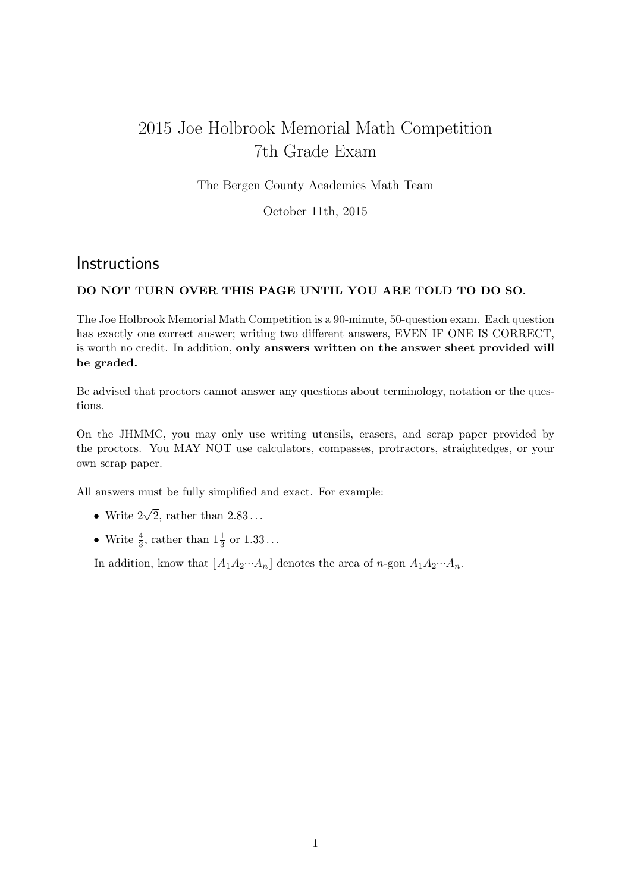# 2015 Joe Holbrook Memorial Math Competition
# 7th Grade Exam

The Bergen County Academies Math Team

October 11th, 2015

## Instructions

**DO NOT TURN OVER THIS PAGE UNTIL YOU ARE TOLD TO DO SO.**

The Joe Holbrook Memorial Math Competition is a 90-minute, 50-question exam. Each question has exactly one correct answer; writing two different answers, EVEN IF ONE IS CORRECT, is worth no credit. In addition, **only answers written on the answer sheet provided will be graded.**

Be advised that proctors cannot answer any questions about terminology, notation or the questions.

On the JHMMC, you may only use writing utensils, erasers, and scrap paper provided by the proctors. You MAY NOT use calculators, compasses, protractors, straightedges, or your own scrap paper.

All answers must be fully simplified and exact. For example:

- Write $2\sqrt{2}$, rather than $2.83\ldots$
- Write $\frac{4}{3}$, rather than $1\frac{1}{3}$ or $1.33\ldots$

In addition, know that $[A_1A_2 \cdots A_n]$ denotes the area of $n$-gon $A_1A_2 \cdots A_n$.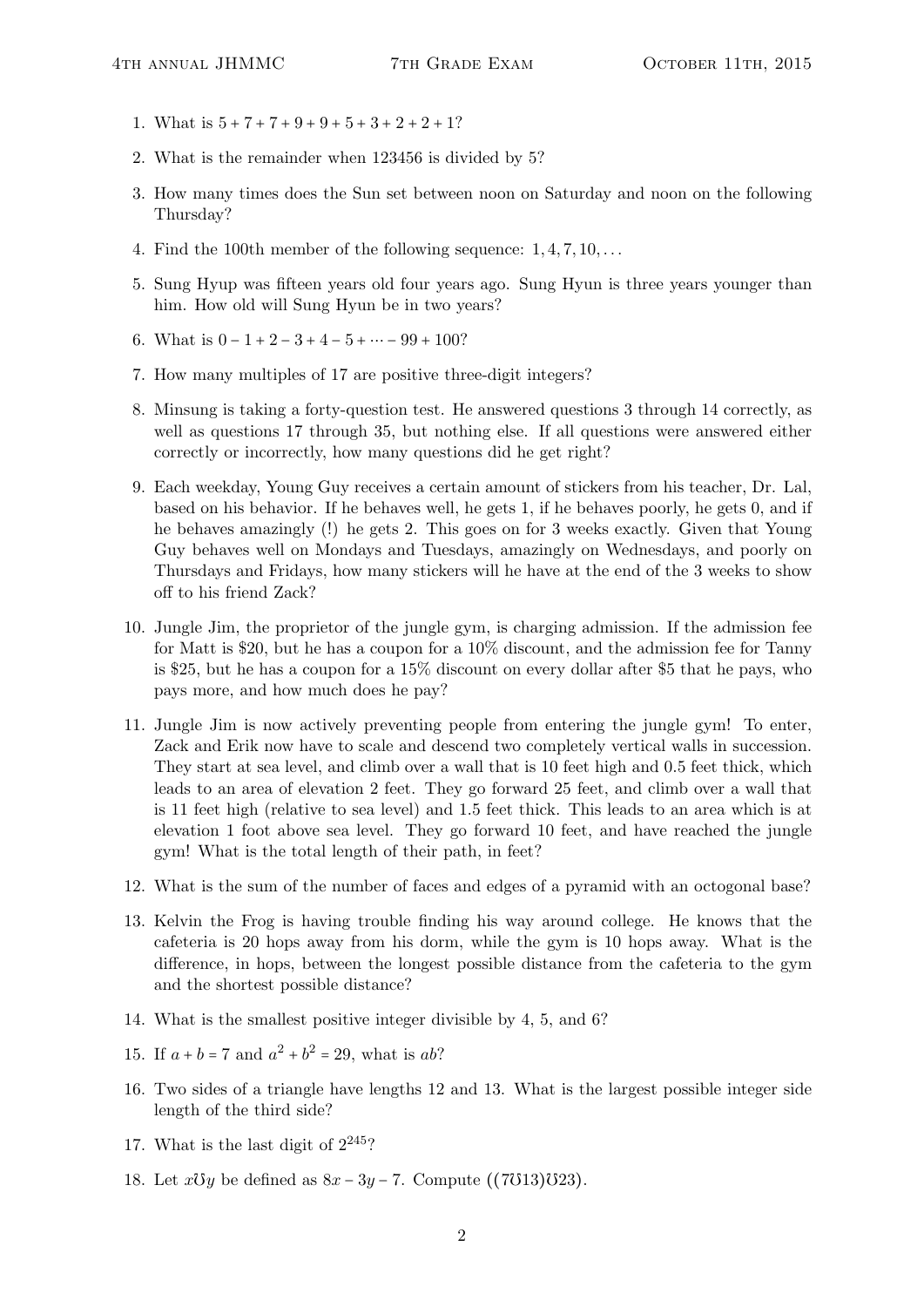1. What is $5 + 7 + 7 + 9 + 9 + 5 + 3 + 2 + 2 + 1$?

2. What is the remainder when 123456 is divided by 5?

3. How many times does the Sun set between noon on Saturday and noon on the following Thursday?

4. Find the 100th member of the following sequence: $1, 4, 7, 10, \ldots$

5. Sung Hyup was fifteen years old four years ago. Sung Hyun is three years younger than him. How old will Sung Hyun be in two years?

6. What is $0 - 1 + 2 - 3 + 4 - 5 + \cdots - 99 + 100$?

7. How many multiples of 17 are positive three-digit integers?

8. Minsung is taking a forty-question test. He answered questions 3 through 14 correctly, as well as questions 17 through 35, but nothing else. If all questions were answered either correctly or incorrectly, how many questions did he get right?

9. Each weekday, Young Guy receives a certain amount of stickers from his teacher, Dr. Lal, based on his behavior. If he behaves well, he gets 1, if he behaves poorly, he gets 0, and if he behaves amazingly (!) he gets 2. This goes on for 3 weeks exactly. Given that Young Guy behaves well on Mondays and Tuesdays, amazingly on Wednesdays, and poorly on Thursdays and Fridays, how many stickers will he have at the end of the 3 weeks to show off to his friend Zack?

10. Jungle Jim, the proprietor of the jungle gym, is charging admission. If the admission fee for Matt is \$20, but he has a coupon for a 10% discount, and the admission fee for Tanny is \$25, but he has a coupon for a 15% discount on every dollar after \$5 that he pays, who pays more, and how much does he pay?

11. Jungle Jim is now actively preventing people from entering the jungle gym! To enter, Zack and Erik now have to scale and descend two completely vertical walls in succession. They start at sea level, and climb over a wall that is 10 feet high and 0.5 feet thick, which leads to an area of elevation 2 feet. They go forward 25 feet, and climb over a wall that is 11 feet high (relative to sea level) and 1.5 feet thick. This leads to an area which is at elevation 1 foot above sea level. They go forward 10 feet, and have reached the jungle gym! What is the total length of their path, in feet?

12. What is the sum of the number of faces and edges of a pyramid with an octogonal base?

13. Kelvin the Frog is having trouble finding his way around college. He knows that the cafeteria is 20 hops away from his dorm, while the gym is 10 hops away. What is the difference, in hops, between the longest possible distance from the cafeteria to the gym and the shortest possible distance?

14. What is the smallest positive integer divisible by 4, 5, and 6?

15. If $a + b = 7$ and $a^2 + b^2 = 29$, what is $ab$?

16. Two sides of a triangle have lengths 12 and 13. What is the largest possible integer side length of the third side?

17. What is the last digit of $2^{245}$?

18. Let $x \mho y$ be defined as $8x - 3y - 7$. Compute $((7 \mho 13) \mho 23)$.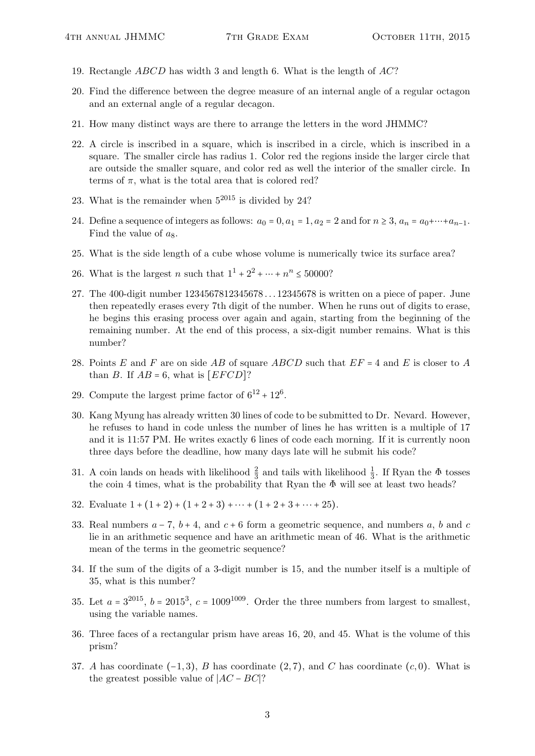19. Rectangle $ABCD$ has width 3 and length 6. What is the length of $AC$?

20. Find the difference between the degree measure of an internal angle of a regular octagon and an external angle of a regular decagon.

21. How many distinct ways are there to arrange the letters in the word JHMMC?

22. A circle is inscribed in a square, which is inscribed in a circle, which is inscribed in a square. The smaller circle has radius 1. Color red the regions inside the larger circle that are outside the smaller square, and color red as well the interior of the smaller circle. In terms of $\pi$, what is the total area that is colored red?

23. What is the remainder when $5^{2015}$ is divided by 24?

24. Define a sequence of integers as follows: $a_0 = 0, a_1 = 1, a_2 = 2$ and for $n \geq 3$, $a_n = a_0 + \cdots + a_{n-1}$. Find the value of $a_8$.

25. What is the side length of a cube whose volume is numerically twice its surface area?

26. What is the largest $n$ such that $1^1 + 2^2 + \cdots + n^n \leq 50000$?

27. The 400-digit number $1234567812345678\ldots12345678$ is written on a piece of paper. June then repeatedly erases every 7th digit of the number. When he runs out of digits to erase, he begins this erasing process over again and again, starting from the beginning of the remaining number. At the end of this process, a six-digit number remains. What is this number?

28. Points $E$ and $F$ are on side $AB$ of square $ABCD$ such that $EF = 4$ and $E$ is closer to $A$ than $B$. If $AB = 6$, what is $[EFCD]$?

29. Compute the largest prime factor of $6^{12} + 12^6$.

30. Kang Myung has already written 30 lines of code to be submitted to Dr. Nevard. However, he refuses to hand in code unless the number of lines he has written is a multiple of 17 and it is 11:57 PM. He writes exactly 6 lines of code each morning. If it is currently noon three days before the deadline, how many days late will he submit his code?

31. A coin lands on heads with likelihood $\frac{2}{3}$ and tails with likelihood $\frac{1}{3}$. If Ryan the $\Phi$ tosses the coin 4 times, what is the probability that Ryan the $\Phi$ will see at least two heads?

32. Evaluate $1 + (1 + 2) + (1 + 2 + 3) + \cdots + (1 + 2 + 3 + \cdots + 25)$.

33. Real numbers $a - 7$, $b + 4$, and $c + 6$ form a geometric sequence, and numbers $a$, $b$ and $c$ lie in an arithmetic sequence and have an arithmetic mean of 46. What is the arithmetic mean of the terms in the geometric sequence?

34. If the sum of the digits of a 3-digit number is 15, and the number itself is a multiple of 35, what is this number?

35. Let $a = 3^{2015}$, $b = 2015^3$, $c = 1009^{1009}$. Order the three numbers from largest to smallest, using the variable names.

36. Three faces of a rectangular prism have areas 16, 20, and 45. What is the volume of this prism?

37. $A$ has coordinate $(-1, 3)$, $B$ has coordinate $(2, 7)$, and $C$ has coordinate $(c, 0)$. What is the greatest possible value of $|AC - BC|$?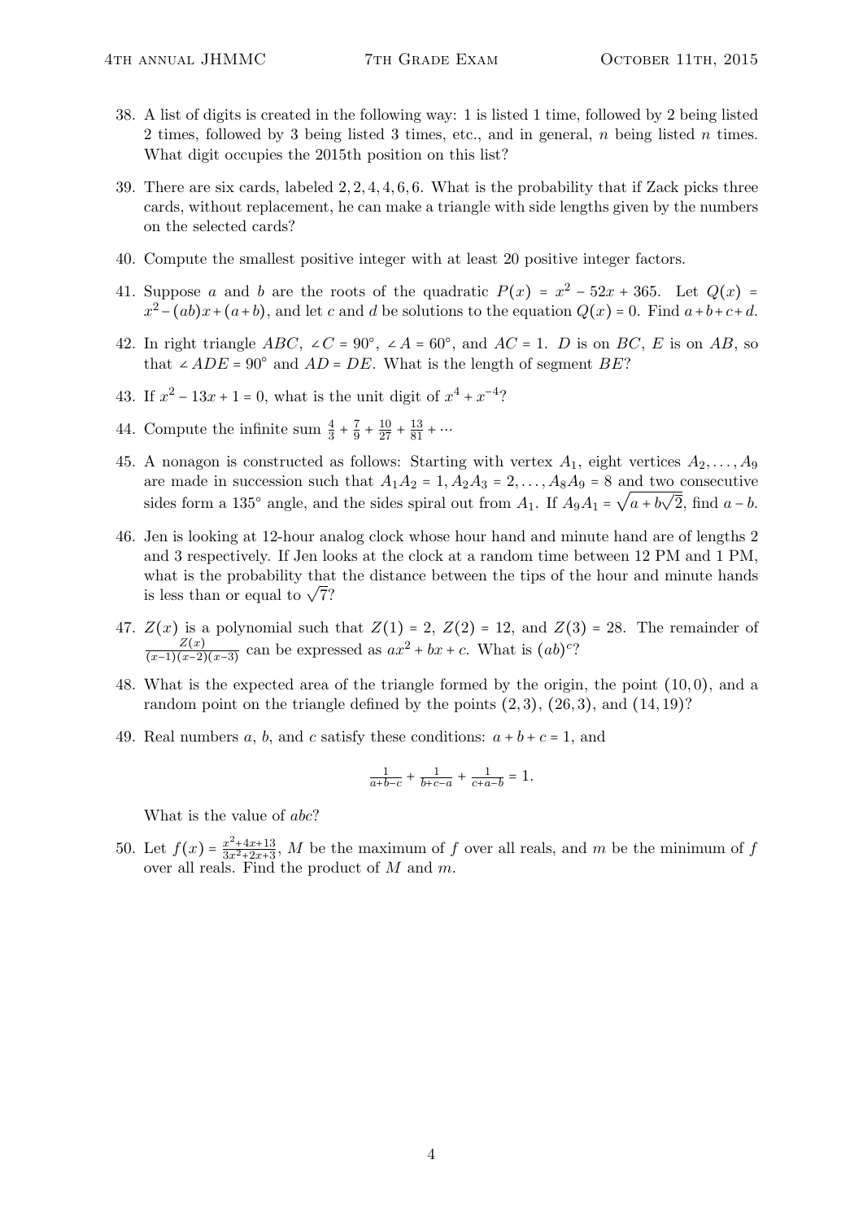38. A list of digits is created in the following way: 1 is listed 1 time, followed by 2 being listed 2 times, followed by 3 being listed 3 times, etc., and in general, $n$ being listed $n$ times. What digit occupies the 2015th position on this list?

39. There are six cards, labeled $2, 2, 4, 4, 6, 6$. What is the probability that if Zack picks three cards, without replacement, he can make a triangle with side lengths given by the numbers on the selected cards?

40. Compute the smallest positive integer with at least 20 positive integer factors.

41. Suppose $a$ and $b$ are the roots of the quadratic $P(x) = x^2 - 52x + 365$. Let $Q(x) = x^2 - (ab)x + (a+b)$, and let $c$ and $d$ be solutions to the equation $Q(x) = 0$. Find $a+b+c+d$.

42. In right triangle $ABC$, $\angle C = 90^\circ$, $\angle A = 60^\circ$, and $AC = 1$. $D$ is on $BC$, $E$ is on $AB$, so that $\angle ADE = 90^\circ$ and $AD = DE$. What is the length of segment $BE$?

43. If $x^2 - 13x + 1 = 0$, what is the unit digit of $x^4 + x^{-4}$?

44. Compute the infinite sum $\frac{4}{3} + \frac{7}{9} + \frac{10}{27} + \frac{13}{81} + \cdots$

45. A nonagon is constructed as follows: Starting with vertex $A_1$, eight vertices $A_2, \ldots, A_9$ are made in succession such that $A_1A_2 = 1, A_2A_3 = 2, \ldots, A_8A_9 = 8$ and two consecutive sides form a $135^\circ$ angle, and the sides spiral out from $A_1$. If $A_9A_1 = \sqrt{a + b\sqrt{2}}$, find $a - b$.

46. Jen is looking at 12-hour analog clock whose hour hand and minute hand are of lengths 2 and 3 respectively. If Jen looks at the clock at a random time between 12 PM and 1 PM, what is the probability that the distance between the tips of the hour and minute hands is less than or equal to $\sqrt{7}$?

47. $Z(x)$ is a polynomial such that $Z(1) = 2$, $Z(2) = 12$, and $Z(3) = 28$. The remainder of $\frac{Z(x)}{(x-1)(x-2)(x-3)}$ can be expressed as $ax^2 + bx + c$. What is $(ab)^c$?

48. What is the expected area of the triangle formed by the origin, the point $(10, 0)$, and a random point on the triangle defined by the points $(2, 3)$, $(26, 3)$, and $(14, 19)$?

49. Real numbers $a$, $b$, and $c$ satisfy these conditions: $a + b + c = 1$, and

$$\frac{1}{a+b-c} + \frac{1}{b+c-a} + \frac{1}{c+a-b} = 1.$$

What is the value of $abc$?

50. Let $f(x) = \frac{x^2+4x+13}{3x^2+2x+3}$, $M$ be the maximum of $f$ over all reals, and $m$ be the minimum of $f$ over all reals. Find the product of $M$ and $m$.